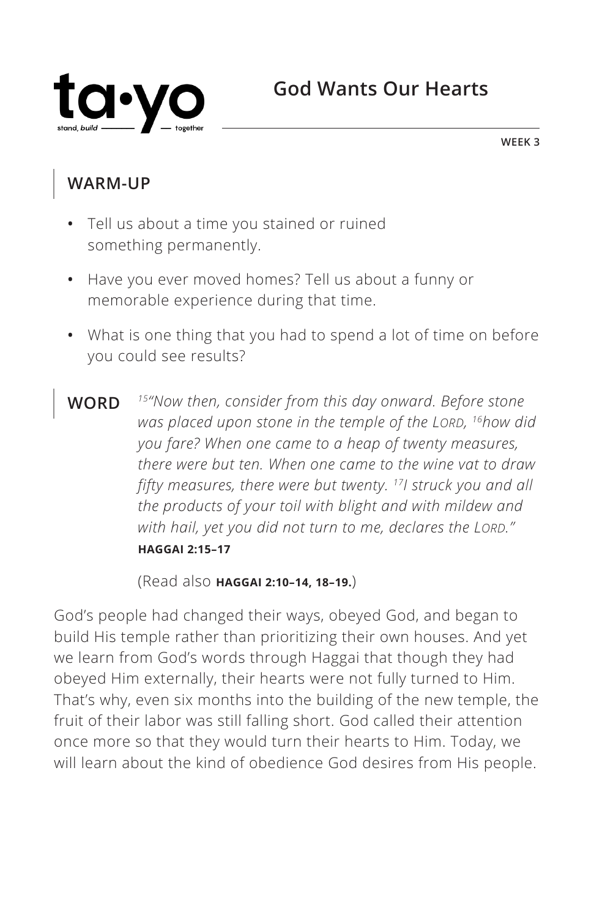ta•yo
stand, build — together

# God Wants Our Hearts

WEEK 3

## WARM-UP

- Tell us about a time you stained or ruined something permanently.
- Have you ever moved homes? Tell us about a funny or memorable experience during that time.
- What is one thing that you had to spend a lot of time on before you could see results?

## WORD

*[15]"Now then, consider from this day onward. Before stone was placed upon stone in the temple of the LORD, [16]how did you fare? When one came to a heap of twenty measures, there were but ten. When one came to the wine vat to draw fifty measures, there were but twenty. [17]I struck you and all the products of your toil with blight and with mildew and with hail, yet you did not turn to me, declares the LORD."*
**HAGGAI 2:15–17**

(Read also **HAGGAI 2:10–14, 18–19.**)

God's people had changed their ways, obeyed God, and began to build His temple rather than prioritizing their own houses. And yet we learn from God's words through Haggai that though they had obeyed Him externally, their hearts were not fully turned to Him. That's why, even six months into the building of the new temple, the fruit of their labor was still falling short. God called their attention once more so that they would turn their hearts to Him. Today, we will learn about the kind of obedience God desires from His people.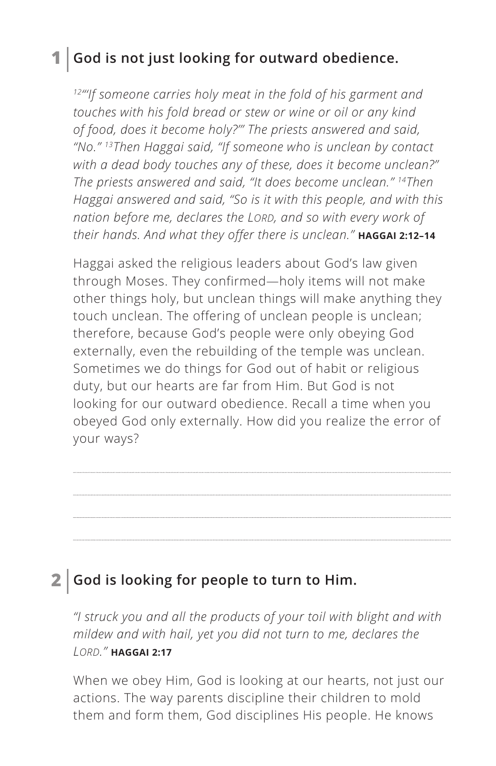## 1 | God is not just looking for outward obedience.

*[12]"'If someone carries holy meat in the fold of his garment and touches with his fold bread or stew or wine or oil or any kind of food, does it become holy?'" The priests answered and said, "No." [13]Then Haggai said, "If someone who is unclean by contact with a dead body touches any of these, does it become unclean?" The priests answered and said, "It does become unclean." [14]Then Haggai answered and said, "So is it with this people, and with this nation before me, declares the LORD, and so with every work of their hands. And what they offer there is unclean."* **HAGGAI 2:12–14**

Haggai asked the religious leaders about God's law given through Moses. They confirmed—holy items will not make other things holy, but unclean things will make anything they touch unclean. The offering of unclean people is unclean; therefore, because God's people were only obeying God externally, even the rebuilding of the temple was unclean. Sometimes we do things for God out of habit or religious duty, but our hearts are far from Him. But God is not looking for our outward obedience. Recall a time when you obeyed God only externally. How did you realize the error of your ways?

---

---

---

---

## 2 | God is looking for people to turn to Him.

*"I struck you and all the products of your toil with blight and with mildew and with hail, yet you did not turn to me, declares the LORD."* **HAGGAI 2:17**

When we obey Him, God is looking at our hearts, not just our actions. The way parents discipline their children to mold them and form them, God disciplines His people. He knows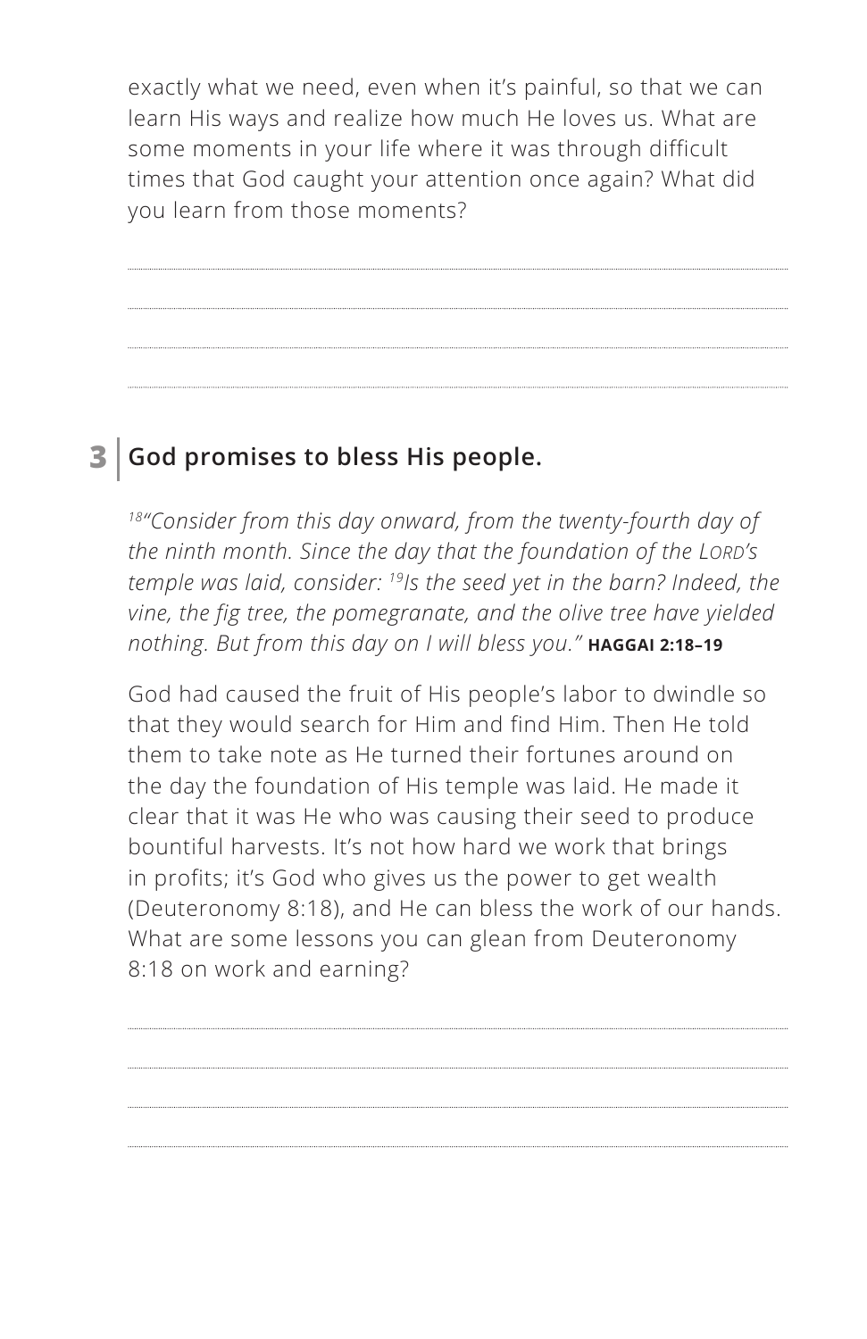exactly what we need, even when it's painful, so that we can learn His ways and realize how much He loves us. What are some moments in your life where it was through difficult times that God caught your attention once again? What did you learn from those moments?

## 3 | God promises to bless His people.

*[18]"Consider from this day onward, from the twenty-fourth day of the ninth month. Since the day that the foundation of the LORD's temple was laid, consider: [19]Is the seed yet in the barn? Indeed, the vine, the fig tree, the pomegranate, and the olive tree have yielded nothing. But from this day on I will bless you."* **HAGGAI 2:18–19**

God had caused the fruit of His people's labor to dwindle so that they would search for Him and find Him. Then He told them to take note as He turned their fortunes around on the day the foundation of His temple was laid. He made it clear that it was He who was causing their seed to produce bountiful harvests. It's not how hard we work that brings in profits; it's God who gives us the power to get wealth (Deuteronomy 8:18), and He can bless the work of our hands. What are some lessons you can glean from Deuteronomy 8:18 on work and earning?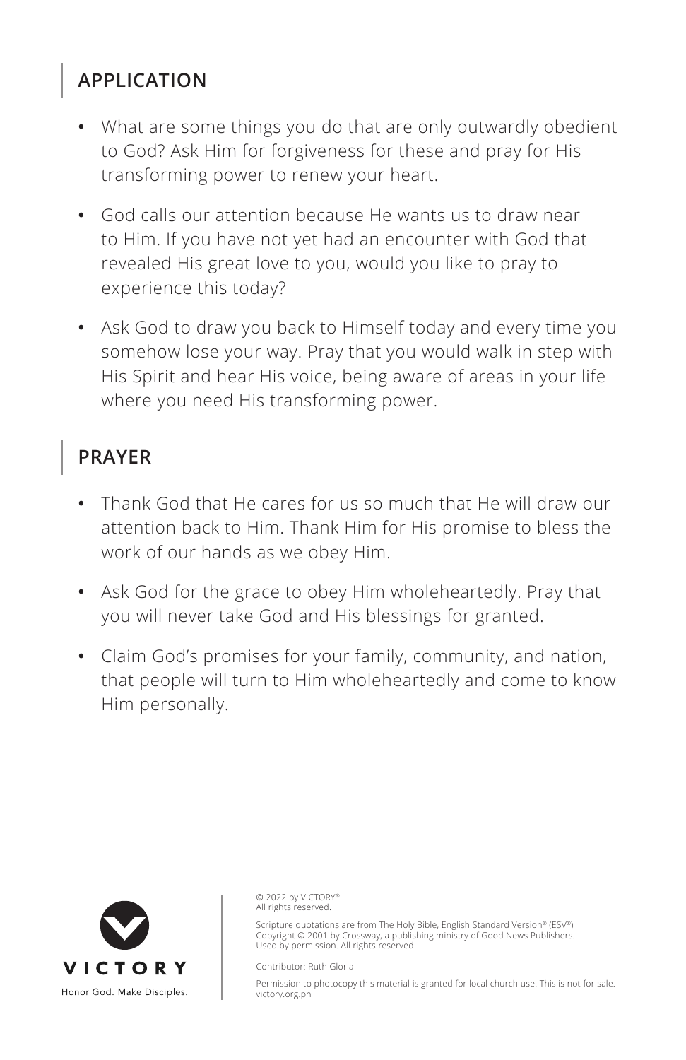## APPLICATION

- What are some things you do that are only outwardly obedient to God? Ask Him for forgiveness for these and pray for His transforming power to renew your heart.
- God calls our attention because He wants us to draw near to Him. If you have not yet had an encounter with God that revealed His great love to you, would you like to pray to experience this today?
- Ask God to draw you back to Himself today and every time you somehow lose your way. Pray that you would walk in step with His Spirit and hear His voice, being aware of areas in your life where you need His transforming power.

## PRAYER

- Thank God that He cares for us so much that He will draw our attention back to Him. Thank Him for His promise to bless the work of our hands as we obey Him.
- Ask God for the grace to obey Him wholeheartedly. Pray that you will never take God and His blessings for granted.
- Claim God's promises for your family, community, and nation, that people will turn to Him wholeheartedly and come to know Him personally.

VICTORY

Honor God. Make Disciples.

© 2022 by VICTORY®
All rights reserved.

Scripture quotations are from The Holy Bible, English Standard Version® (ESV®) Copyright © 2001 by Crossway, a publishing ministry of Good News Publishers. Used by permission. All rights reserved.

Contributor: Ruth Gloria

Permission to photocopy this material is granted for local church use. This is not for sale.
victory.org.ph